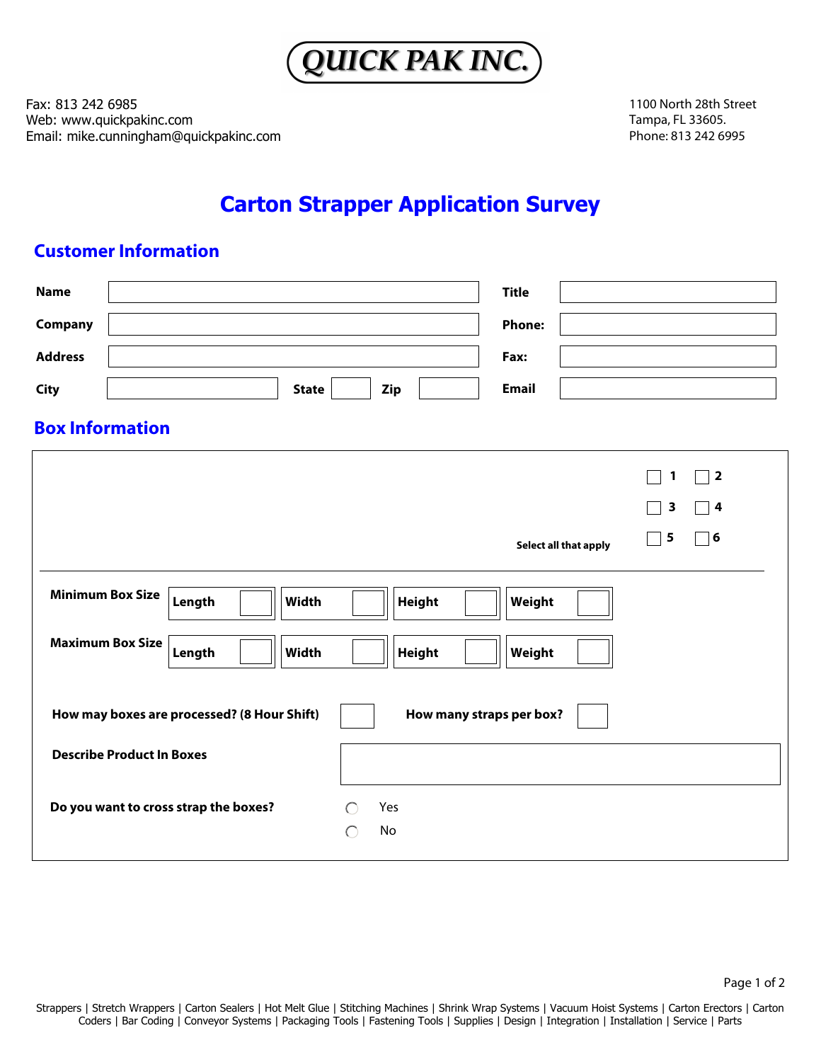# QUICK PAK INC.

Fax: 813 242 6985
Web: www.quickpakinc.com
Email: mike.cunningham@quickpakinc.com

1100 North 28th Street
Tampa, FL 33605.
Phone: 813 242 6995

## Carton Strapper Application Survey

### Customer Information

| | | | |
|---|---|---|---|
| **Name** | | **Title** | |
| **Company** | | **Phone:** | |
| **Address** | | **Fax:** | |
| **City** | **State** **Zip** | **Email** | |

### Box Information

**Select all that apply**

☐ 1 ☐ 2
☐ 3 ☐ 4
☐ 5 ☐ 6

| | | | | |
|---|---|---|---|---|
| **Minimum Box Size** | **Length** | **Width** | **Height** | **Weight** |
| **Maximum Box Size** | **Length** | **Width** | **Height** | **Weight** |

**How may boxes are processed? (8 Hour Shift)** ____ **How many straps per box?** ____

**Describe Product In Boxes** ____

**Do you want to cross strap the boxes?**

○ Yes
○ No

Strappers | Stretch Wrappers | Carton Sealers | Hot Melt Glue | Stitching Machines | Shrink Wrap Systems | Vacuum Hoist Systems | Carton Erectors | Carton Coders | Bar Coding | Conveyor Systems | Packaging Tools | Fastening Tools | Supplies | Design | Integration | Installation | Service | Parts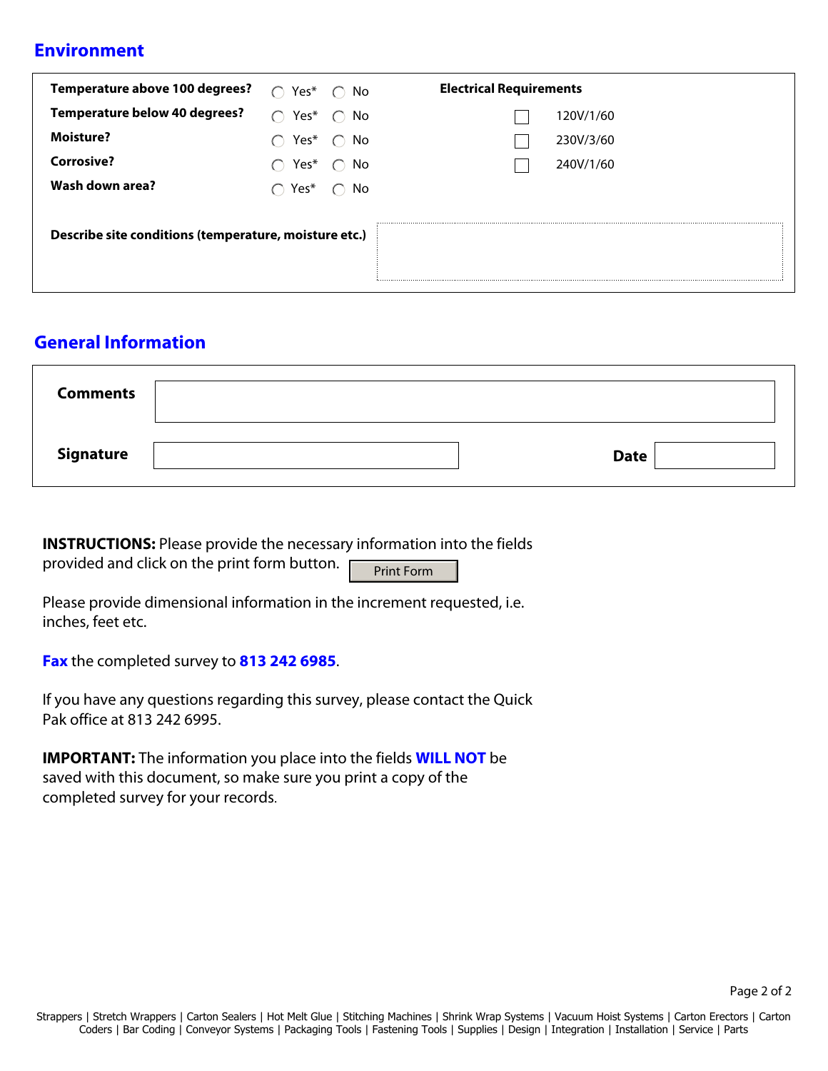## Environment

| | | | Electrical Requirements | |
|---|---|---|---|---|
| **Temperature above 100 degrees?** | ◯ Yes* | ◯ No | ☐ | 120V/1/60 |
| **Temperature below 40 degrees?** | ◯ Yes* | ◯ No | ☐ | 230V/3/60 |
| **Moisture?** | ◯ Yes* | ◯ No | ☐ | 240V/1/60 |
| **Corrosive?** | ◯ Yes* | ◯ No | | |
| **Wash down area?** | ◯ Yes* | ◯ No | | |

**Describe site conditions (temperature, moisture etc.)**

## General Information

**Comments**

**Signature** **Date**

**INSTRUCTIONS:** Please provide the necessary information into the fields provided and click on the print form button. Print Form

Please provide dimensional information in the increment requested, i.e. inches, feet etc.

**Fax** the completed survey to **813 242 6985**.

If you have any questions regarding this survey, please contact the Quick Pak office at 813 242 6995.

**IMPORTANT:** The information you place into the fields **WILL NOT** be saved with this document, so make sure you print a copy of the completed survey for your records.

Strappers | Stretch Wrappers | Carton Sealers | Hot Melt Glue | Stitching Machines | Shrink Wrap Systems | Vacuum Hoist Systems | Carton Erectors | Carton Coders | Bar Coding | Conveyor Systems | Packaging Tools | Fastening Tools | Supplies | Design | Integration | Installation | Service | Parts